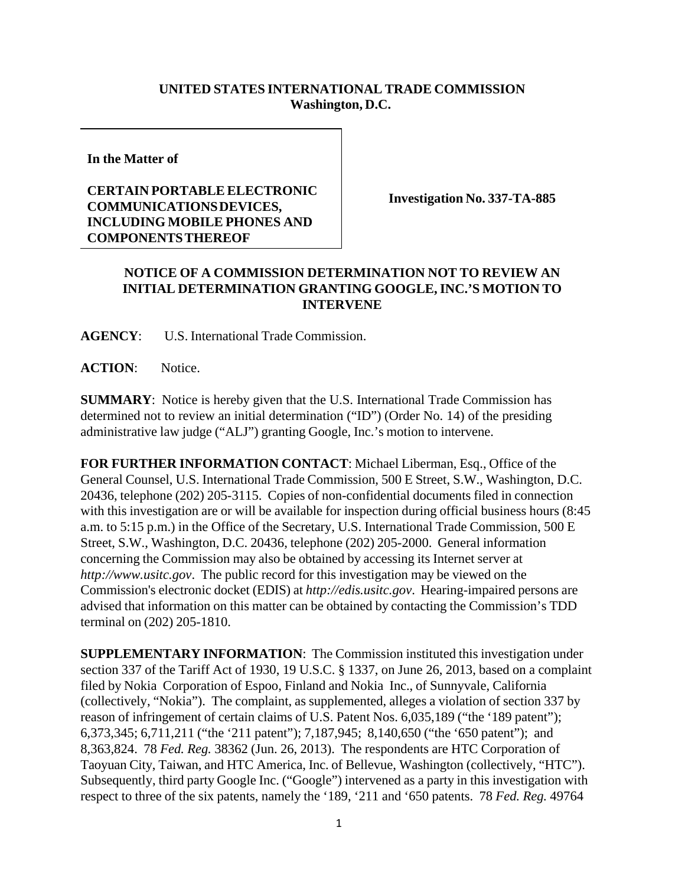**UNITED STATES INTERNATIONAL TRADE COMMISSION**
**Washington, D.C.**

**In the Matter of**

**CERTAIN PORTABLE ELECTRONIC COMMUNICATIONS DEVICES, INCLUDING MOBILE PHONES AND COMPONENTS THEREOF**

**Investigation No. 337-TA-885**

## NOTICE OF A COMMISSION DETERMINATION NOT TO REVIEW AN INITIAL DETERMINATION GRANTING GOOGLE, INC.'S MOTION TO INTERVENE

**AGENCY**: U.S. International Trade Commission.

**ACTION**: Notice.

**SUMMARY**: Notice is hereby given that the U.S. International Trade Commission has determined not to review an initial determination ("ID") (Order No. 14) of the presiding administrative law judge ("ALJ") granting Google, Inc.'s motion to intervene.

**FOR FURTHER INFORMATION CONTACT**: Michael Liberman, Esq., Office of the General Counsel, U.S. International Trade Commission, 500 E Street, S.W., Washington, D.C. 20436, telephone (202) 205-3115. Copies of non-confidential documents filed in connection with this investigation are or will be available for inspection during official business hours (8:45 a.m. to 5:15 p.m.) in the Office of the Secretary, U.S. International Trade Commission, 500 E Street, S.W., Washington, D.C. 20436, telephone (202) 205-2000. General information concerning the Commission may also be obtained by accessing its Internet server at *http://www.usitc.gov*. The public record for this investigation may be viewed on the Commission's electronic docket (EDIS) at *http://edis.usitc.gov*. Hearing-impaired persons are advised that information on this matter can be obtained by contacting the Commission's TDD terminal on (202) 205-1810.

**SUPPLEMENTARY INFORMATION**: The Commission instituted this investigation under section 337 of the Tariff Act of 1930, 19 U.S.C. § 1337, on June 26, 2013, based on a complaint filed by Nokia Corporation of Espoo, Finland and Nokia Inc., of Sunnyvale, California (collectively, "Nokia"). The complaint, as supplemented, alleges a violation of section 337 by reason of infringement of certain claims of U.S. Patent Nos. 6,035,189 ("the '189 patent"); 6,373,345; 6,711,211 ("the '211 patent"); 7,187,945; 8,140,650 ("the '650 patent"); and 8,363,824. 78 *Fed. Reg.* 38362 (Jun. 26, 2013). The respondents are HTC Corporation of Taoyuan City, Taiwan, and HTC America, Inc. of Bellevue, Washington (collectively, "HTC"). Subsequently, third party Google Inc. ("Google") intervened as a party in this investigation with respect to three of the six patents, namely the '189, '211 and '650 patents. 78 *Fed. Reg.* 49764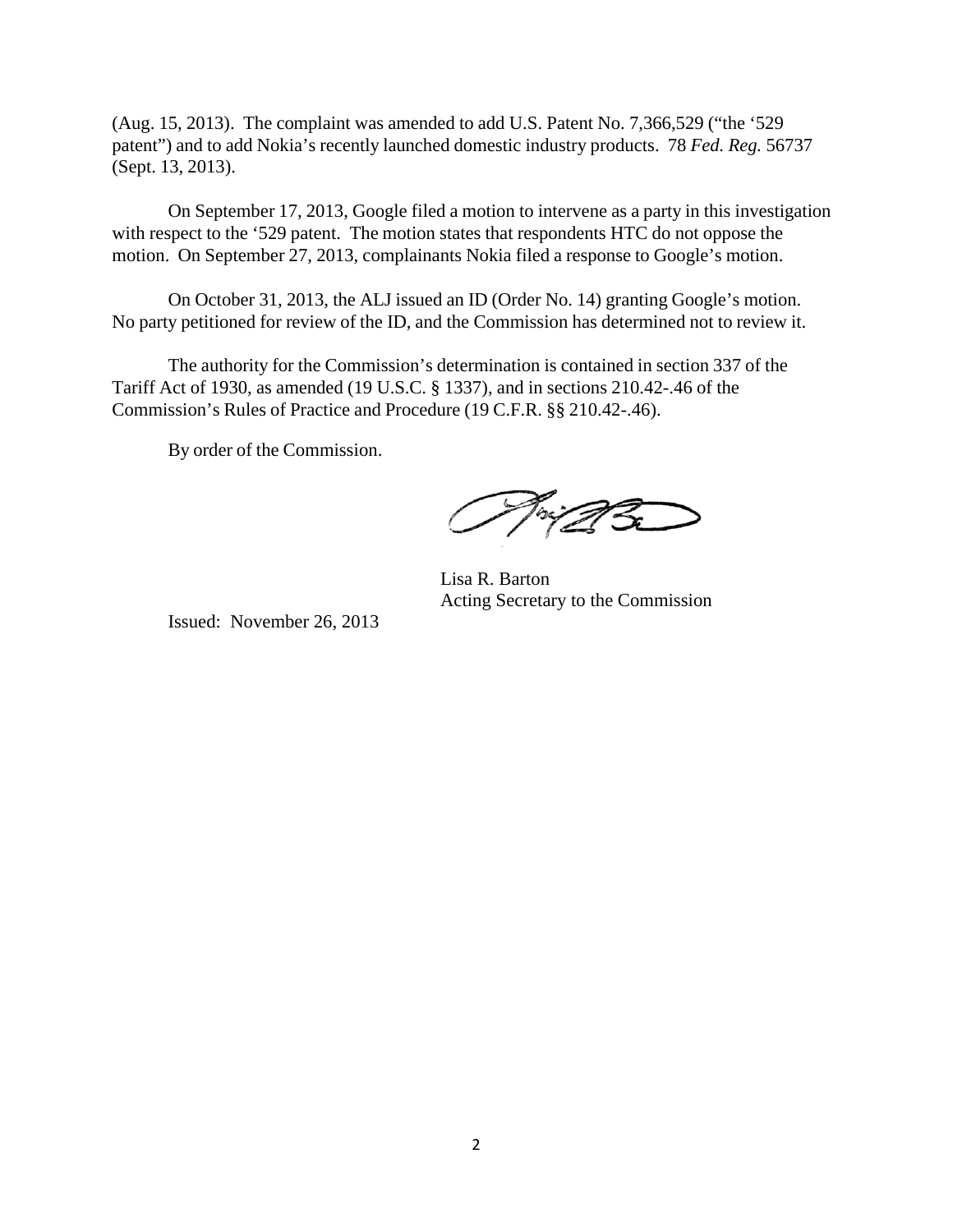(Aug. 15, 2013). The complaint was amended to add U.S. Patent No. 7,366,529 ("the '529 patent") and to add Nokia's recently launched domestic industry products. 78 *Fed. Reg.* 56737 (Sept. 13, 2013).

On September 17, 2013, Google filed a motion to intervene as a party in this investigation with respect to the '529 patent. The motion states that respondents HTC do not oppose the motion. On September 27, 2013, complainants Nokia filed a response to Google's motion.

On October 31, 2013, the ALJ issued an ID (Order No. 14) granting Google's motion. No party petitioned for review of the ID, and the Commission has determined not to review it.

The authority for the Commission's determination is contained in section 337 of the Tariff Act of 1930, as amended (19 U.S.C. § 1337), and in sections 210.42-.46 of the Commission's Rules of Practice and Procedure (19 C.F.R. §§ 210.42-.46).

By order of the Commission.

Lisa R. Barton
Acting Secretary to the Commission

Issued: November 26, 2013